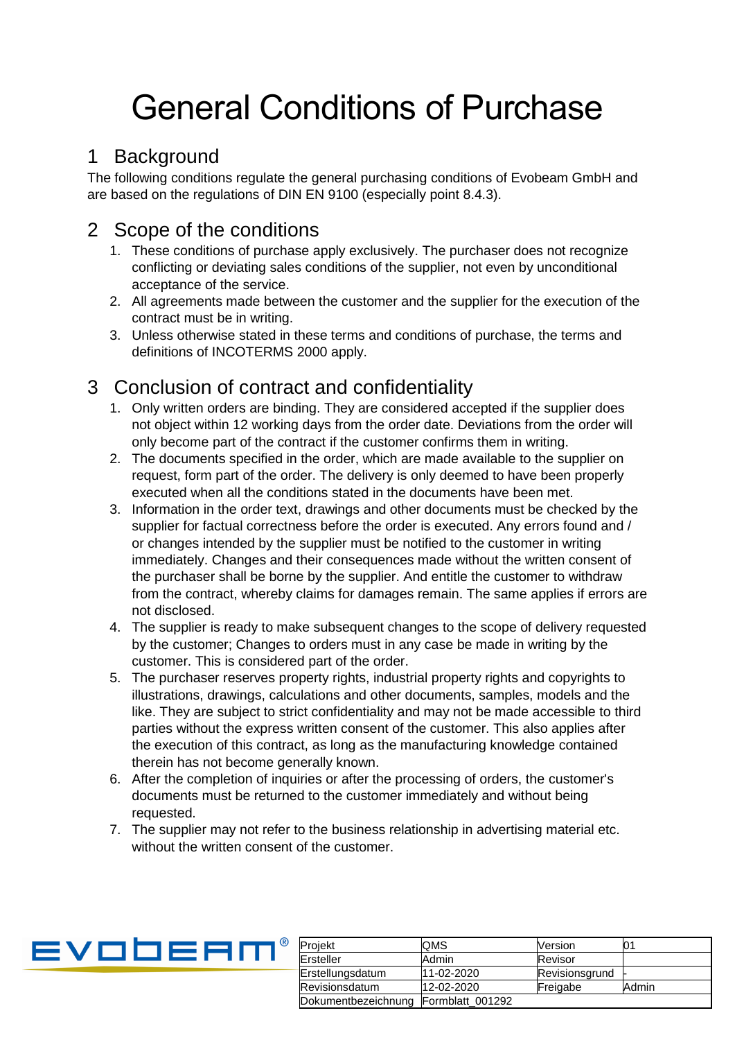# General Conditions of Purchase

## 1 Background

The following conditions regulate the general purchasing conditions of Evobeam GmbH and are based on the regulations of DIN EN 9100 (especially point 8.4.3).

## 2 Scope of the conditions

1. These conditions of purchase apply exclusively. The purchaser does not recognize conflicting or deviating sales conditions of the supplier, not even by unconditional acceptance of the service.
2. All agreements made between the customer and the supplier for the execution of the contract must be in writing.
3. Unless otherwise stated in these terms and conditions of purchase, the terms and definitions of INCOTERMS 2000 apply.

## 3 Conclusion of contract and confidentiality

1. Only written orders are binding. They are considered accepted if the supplier does not object within 12 working days from the order date. Deviations from the order will only become part of the contract if the customer confirms them in writing.
2. The documents specified in the order, which are made available to the supplier on request, form part of the order. The delivery is only deemed to have been properly executed when all the conditions stated in the documents have been met.
3. Information in the order text, drawings and other documents must be checked by the supplier for factual correctness before the order is executed. Any errors found / or changes intended by the supplier must be notified to the customer in writing immediately. Changes and their consequences made without the written consent of the purchaser shall be borne by the supplier. And entitle the customer to withdraw from the contract, whereby claims for damages remain. The same applies if errors are not disclosed.
4. The supplier is ready to make subsequent changes to the scope of delivery requested by the customer; Changes to orders must in any case be made in writing by the customer. This is considered part of the order.
5. The purchaser reserves property rights, industrial property rights and copyrights to illustrations, drawings, calculations and other documents, samples, models and the like. They are subject to strict confidentiality and may not be made accessible to third parties without the express written consent of the customer. This also applies after the execution of this contract, as long as the manufacturing knowledge contained therein has not become generally known.
6. After the completion of inquiries or after the processing of orders, the customer's documents must be returned to the customer immediately and without being requested.
7. The supplier may not refer to the business relationship in advertising material etc. without the written consent of the customer.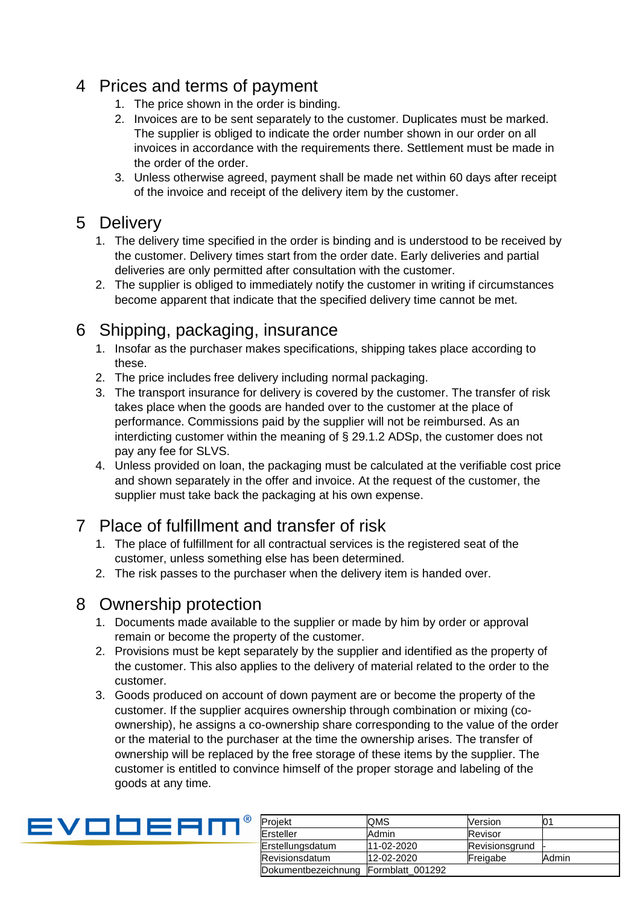## 4 Prices and terms of payment

1. The price shown in the order is binding.
2. Invoices are to be sent separately to the customer. Duplicates must be marked. The supplier is obliged to indicate the order number shown in our order on all invoices in accordance with the requirements there. Settlement must be made in the order of the order.
3. Unless otherwise agreed, payment shall be made net within 60 days after receipt of the invoice and receipt of the delivery item by the customer.

## 5 Delivery

1. The delivery time specified in the order is binding and is understood to be received by the customer. Delivery times start from the order date. Early deliveries and partial deliveries are only permitted after consultation with the customer.
2. The supplier is obliged to immediately notify the customer in writing if circumstances become apparent that indicate that the specified delivery time cannot be met.

## 6 Shipping, packaging, insurance

1. Insofar as the purchaser makes specifications, shipping takes place according to these.
2. The price includes free delivery including normal packaging.
3. The transport insurance for delivery is covered by the customer. The transfer of risk takes place when the goods are handed over to the customer at the place of performance. Commissions paid by the supplier will not be reimbursed. As an interdicting customer within the meaning of § 29.1.2 ADSp, the customer does not pay any fee for SLVS.
4. Unless provided on loan, the packaging must be calculated at the verifiable cost price and shown separately in the offer and invoice. At the request of the customer, the supplier must take back the packaging at his own expense.

## 7 Place of fulfillment and transfer of risk

1. The place of fulfillment for all contractual services is the registered seat of the customer, unless something else has been determined.
2. The risk passes to the purchaser when the delivery item is handed over.

## 8 Ownership protection

1. Documents made available to the supplier or made by him by order or approval remain or become the property of the customer.
2. Provisions must be kept separately by the supplier and identified as the property of the customer. This also applies to the delivery of material related to the order to the customer.
3. Goods produced on account of down payment are or become the property of the customer. If the supplier acquires ownership through combination or mixing (co-ownership), he assigns a co-ownership share corresponding to the value of the order or the material to the purchaser at the time the ownership arises. The transfer of ownership will be replaced by the free storage of these items by the supplier. The customer is entitled to convince himself of the proper storage and labeling of the goods at any time.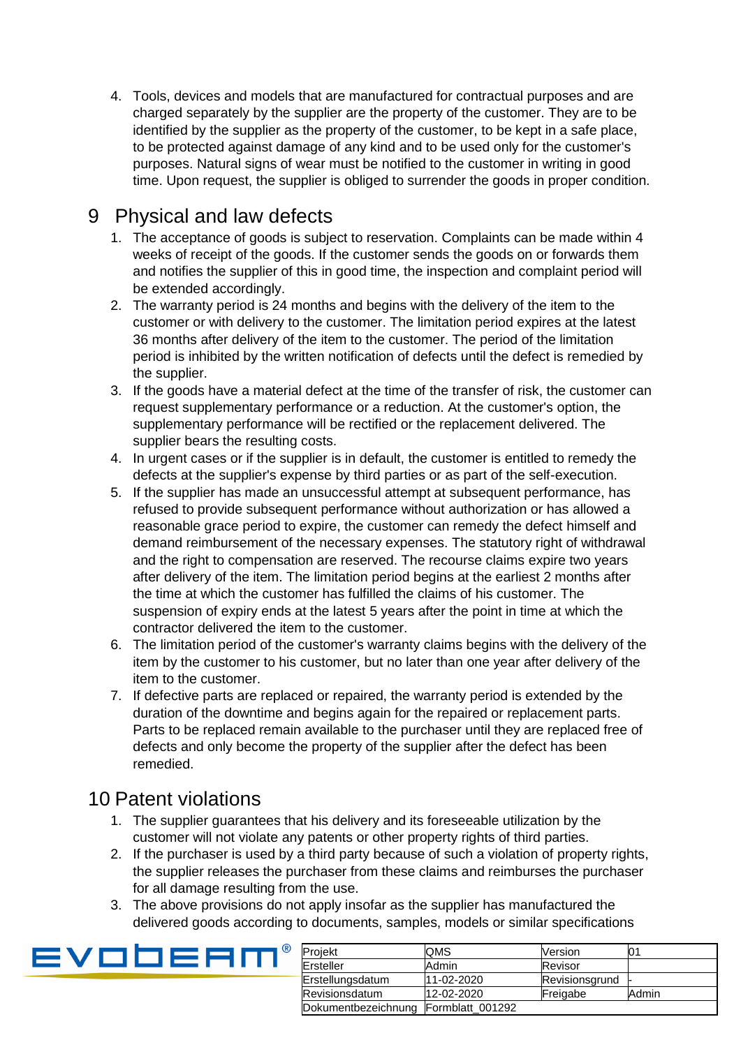4. Tools, devices and models that are manufactured for contractual purposes and are charged separately by the supplier are the property of the customer. They are to be identified by the supplier as the property of the customer, to be kept in a safe place, to be protected against damage of any kind and to be used only for the customer's purposes. Natural signs of wear must be notified to the customer in writing in good time. Upon request, the supplier is obliged to surrender the goods in proper condition.

# 9 Physical and law defects

1. The acceptance of goods is subject to reservation. Complaints can be made within 4 weeks of receipt of the goods. If the customer sends the goods on or forwards them and notifies the supplier of this in good time, the inspection and complaint period will be extended accordingly.
2. The warranty period is 24 months and begins with the delivery of the item to the customer or with delivery to the customer. The limitation period expires at the latest 36 months after delivery of the item to the customer. The period of the limitation period is inhibited by the written notification of defects until the defect is remedied by the supplier.
3. If the goods have a material defect at the time of the transfer of risk, the customer can request supplementary performance or a reduction. At the customer's option, the supplementary performance will be rectified or the replacement delivered. The supplier bears the resulting costs.
4. In urgent cases or if the supplier is in default, the customer is entitled to remedy the defects at the supplier's expense by third parties or as part of the self-execution.
5. If the supplier has made an unsuccessful attempt at subsequent performance, has refused to provide subsequent performance without authorization or has allowed a reasonable grace period to expire, the customer can remedy the defect himself and demand reimbursement of the necessary expenses. The statutory right of withdrawal and the right to compensation are reserved. The recourse claims expire two years after delivery of the item. The limitation period begins at the earliest 2 months after the time at which the customer has fulfilled the claims of his customer. The suspension of expiry ends at the latest 5 years after the point in time at which the contractor delivered the item to the customer.
6. The limitation period of the customer's warranty claims begins with the delivery of the item by the customer to his customer, but no later than one year after delivery of the item to the customer.
7. If defective parts are replaced or repaired, the warranty period is extended by the duration of the downtime and begins again for the repaired or replacement parts. Parts to be replaced remain available to the purchaser until they are replaced free of defects and only become the property of the supplier after the defect has been remedied.

# 10 Patent violations

1. The supplier guarantees that his delivery and its foreseeable utilization by the customer will not violate any patents or other property rights of third parties.
2. If the purchaser is used by a third party because of such a violation of property rights, the supplier releases the purchaser from these claims and reimburses the purchaser for all damage resulting from the use.
3. The above provisions do not apply insofar as the supplier has manufactured the delivered goods according to documents, samples, models or similar specifications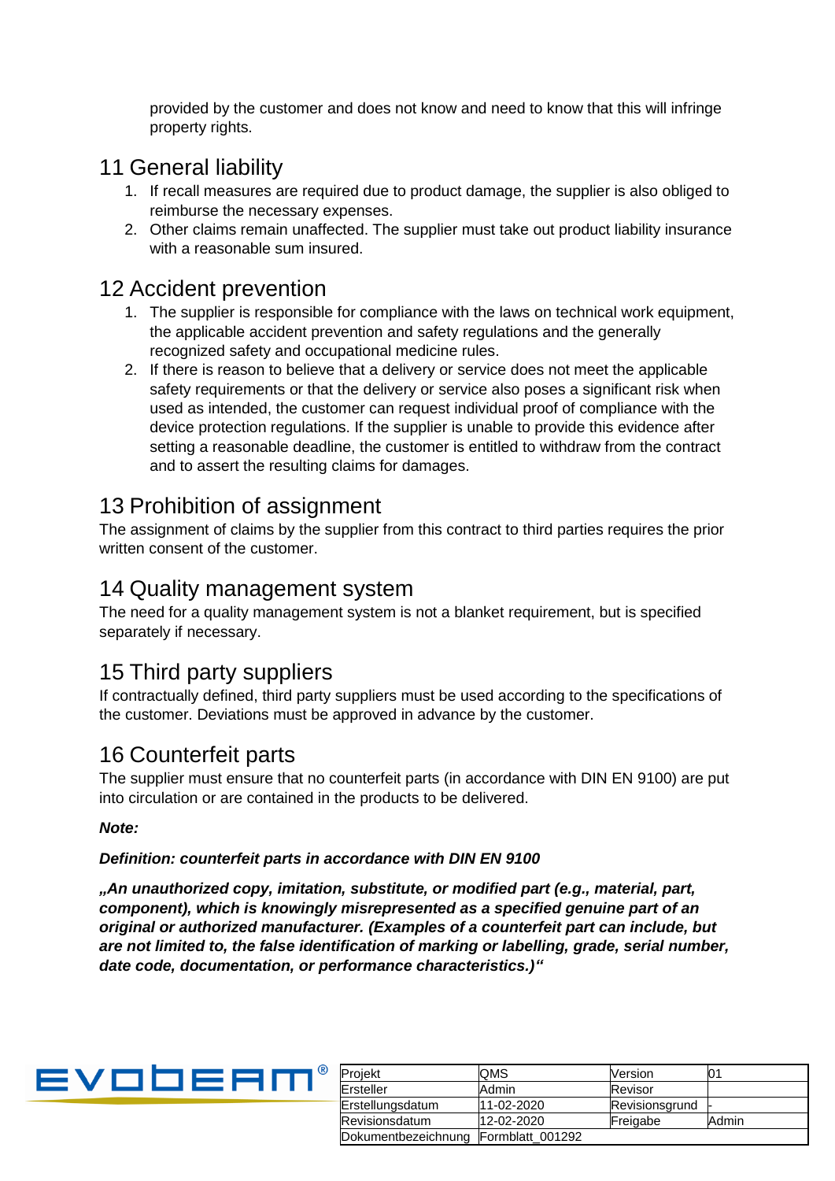provided by the customer and does not know and need to know that this will infringe property rights.

## 11 General liability

1. If recall measures are required due to product damage, the supplier is also obliged to reimburse the necessary expenses.
2. Other claims remain unaffected. The supplier must take out product liability insurance with a reasonable sum insured.

## 12 Accident prevention

1. The supplier is responsible for compliance with the laws on technical work equipment, the applicable accident prevention and safety regulations and the generally recognized safety and occupational medicine rules.
2. If there is reason to believe that a delivery or service does not meet the applicable safety requirements or that the delivery or service also poses a significant risk when used as intended, the customer can request individual proof of compliance with the device protection regulations. If the supplier is unable to provide this evidence after setting a reasonable deadline, the customer is entitled to withdraw from the contract and to assert the resulting claims for damages.

## 13 Prohibition of assignment

The assignment of claims by the supplier from this contract to third parties requires the prior written consent of the customer.

## 14 Quality management system

The need for a quality management system is not a blanket requirement, but is specified separately if necessary.

## 15 Third party suppliers

If contractually defined, third party suppliers must be used according to the specifications of the customer. Deviations must be approved in advance by the customer.

## 16 Counterfeit parts

The supplier must ensure that no counterfeit parts (in accordance with DIN EN 9100) are put into circulation or are contained in the products to be delivered.

***Note:***

***Definition: counterfeit parts in accordance with DIN EN 9100***

***„An unauthorized copy, imitation, substitute, or modified part (e.g., material, part, component), which is knowingly misrepresented as a specified genuine part of an original or authorized manufacturer. (Examples of a counterfeit part can include, but are not limited to, the false identification of marking or labelling, grade, serial number, date code, documentation, or performance characteristics.)“***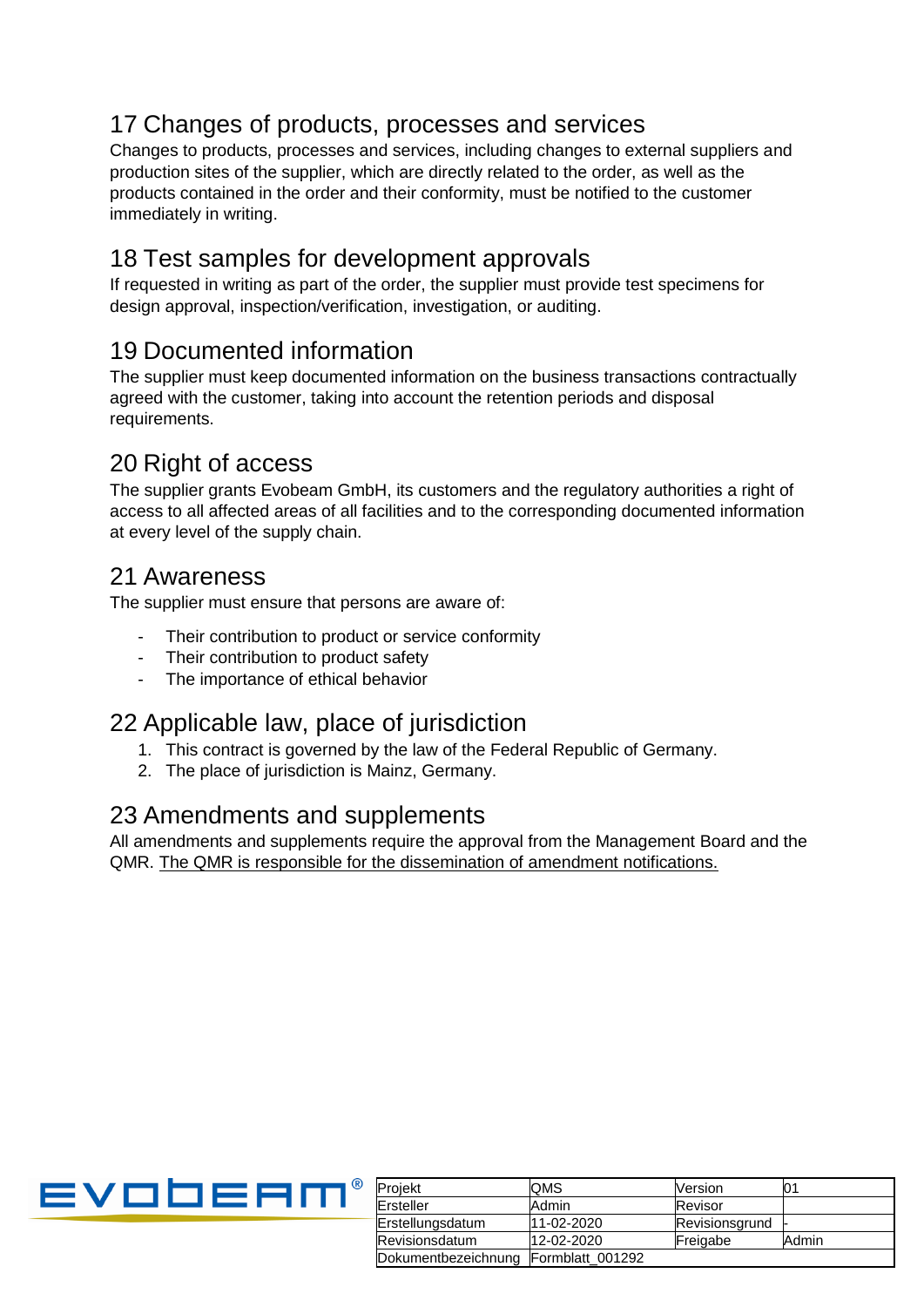## 17 Changes of products, processes and services

Changes to products, processes and services, including changes to external suppliers and production sites of the supplier, which are directly related to the order, as well as the products contained in the order and their conformity, must be notified to the customer immediately in writing.

## 18 Test samples for development approvals

If requested in writing as part of the order, the supplier must provide test specimens for design approval, inspection/verification, investigation, or auditing.

## 19 Documented information

The supplier must keep documented information on the business transactions contractually agreed with the customer, taking into account the retention periods and disposal requirements.

## 20 Right of access

The supplier grants Evobeam GmbH, its customers and the regulatory authorities a right of access to all affected areas of all facilities and to the corresponding documented information at every level of the supply chain.

## 21 Awareness

The supplier must ensure that persons are aware of:

- Their contribution to product or service conformity
- Their contribution to product safety
- The importance of ethical behavior

## 22 Applicable law, place of jurisdiction

1. This contract is governed by the law of the Federal Republic of Germany.
2. The place of jurisdiction is Mainz, Germany.

## 23 Amendments and supplements

All amendments and supplements require the approval from the Management Board and the QMR. The QMR is responsible for the dissemination of amendment notifications.